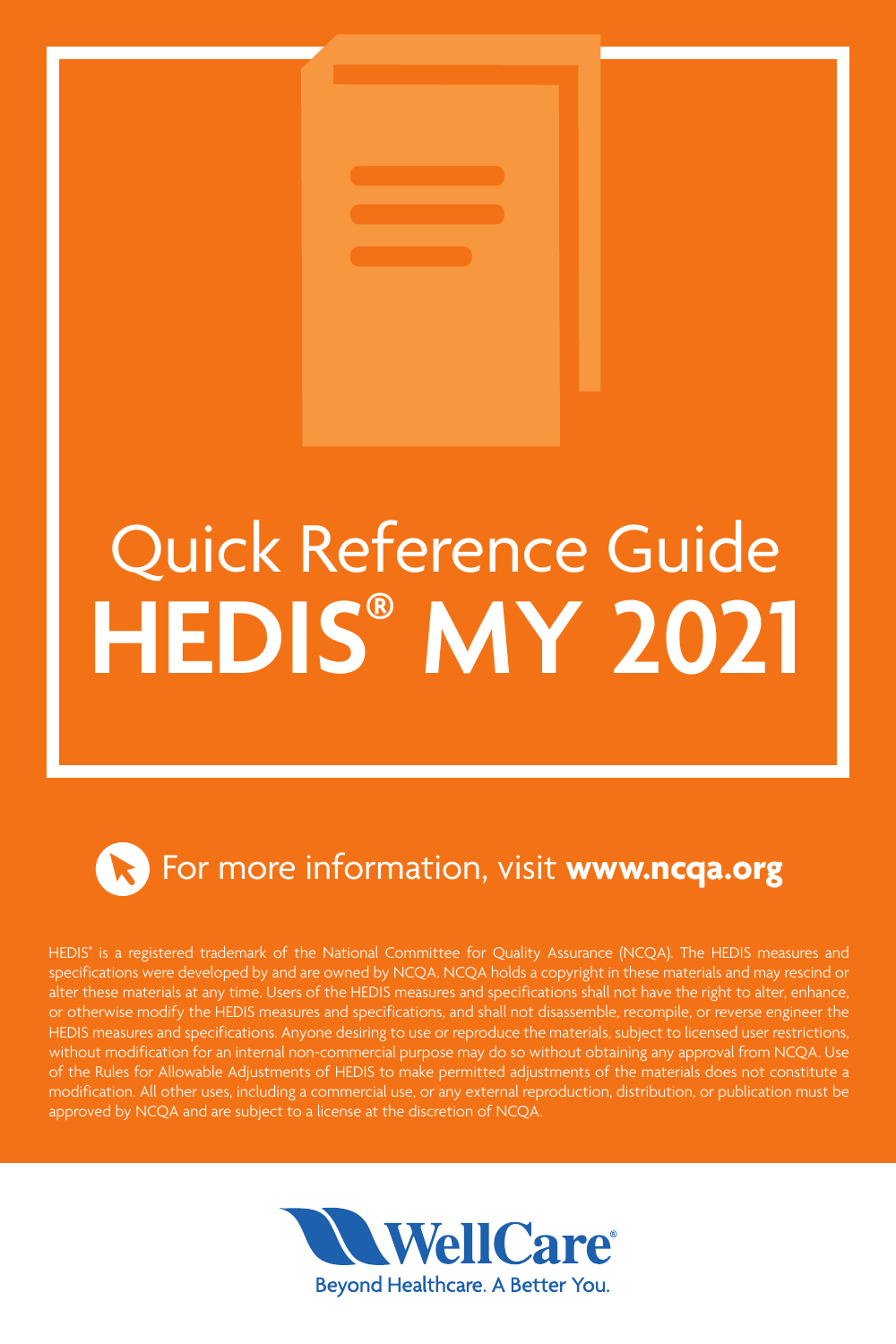# Quick Reference Guide

# HEDIS® MY 2021

For more information, visit **www.ncqa.org**

HEDIS® is a registered trademark of the National Committee for Quality Assurance (NCQA). The HEDIS measures and specifications were developed by and are owned by NCQA. NCQA holds a copyright in these materials and may rescind or alter these materials at any time. Users of the HEDIS measures and specifications shall not have the right to alter, enhance, or otherwise modify the HEDIS measures and specifications, and shall not disassemble, recompile, or reverse engineer the HEDIS measures and specifications. Anyone desiring to use or reproduce the materials, subject to licensed user restrictions, without modification for an internal non-commercial purpose may do so without obtaining any approval from NCQA. Use of the Rules for Allowable Adjustments of HEDIS to make permitted adjustments of the materials does not constitute a modification. All other uses, including a commercial use, or any external reproduction, distribution, or publication must be approved by NCQA and are subject to a license at the discretion of NCQA.

WellCare®

Beyond Healthcare. A Better You.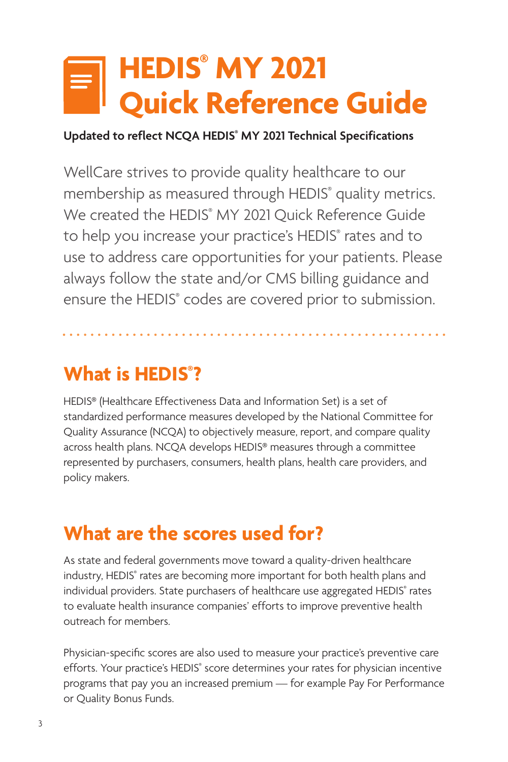# HEDIS® MY 2021 Quick Reference Guide

**Updated to reflect NCQA HEDIS® MY 2021 Technical Specifications**

WellCare strives to provide quality healthcare to our membership as measured through HEDIS® quality metrics. We created the HEDIS® MY 2021 Quick Reference Guide to help you increase your practice's HEDIS® rates and to use to address care opportunities for your patients. Please always follow the state and/or CMS billing guidance and ensure the HEDIS® codes are covered prior to submission.

## What is HEDIS®?

HEDIS® (Healthcare Effectiveness Data and Information Set) is a set of standardized performance measures developed by the National Committee for Quality Assurance (NCQA) to objectively measure, report, and compare quality across health plans. NCQA develops HEDIS® measures through a committee represented by purchasers, consumers, health plans, health care providers, and policy makers.

## What are the scores used for?

As state and federal governments move toward a quality-driven healthcare industry, HEDIS® rates are becoming more important for both health plans and individual providers. State purchasers of healthcare use aggregated HEDIS® rates to evaluate health insurance companies' efforts to improve preventive health outreach for members.

Physician-specific scores are also used to measure your practice's preventive care efforts. Your practice's HEDIS® score determines your rates for physician incentive programs that pay you an increased premium — for example Pay For Performance or Quality Bonus Funds.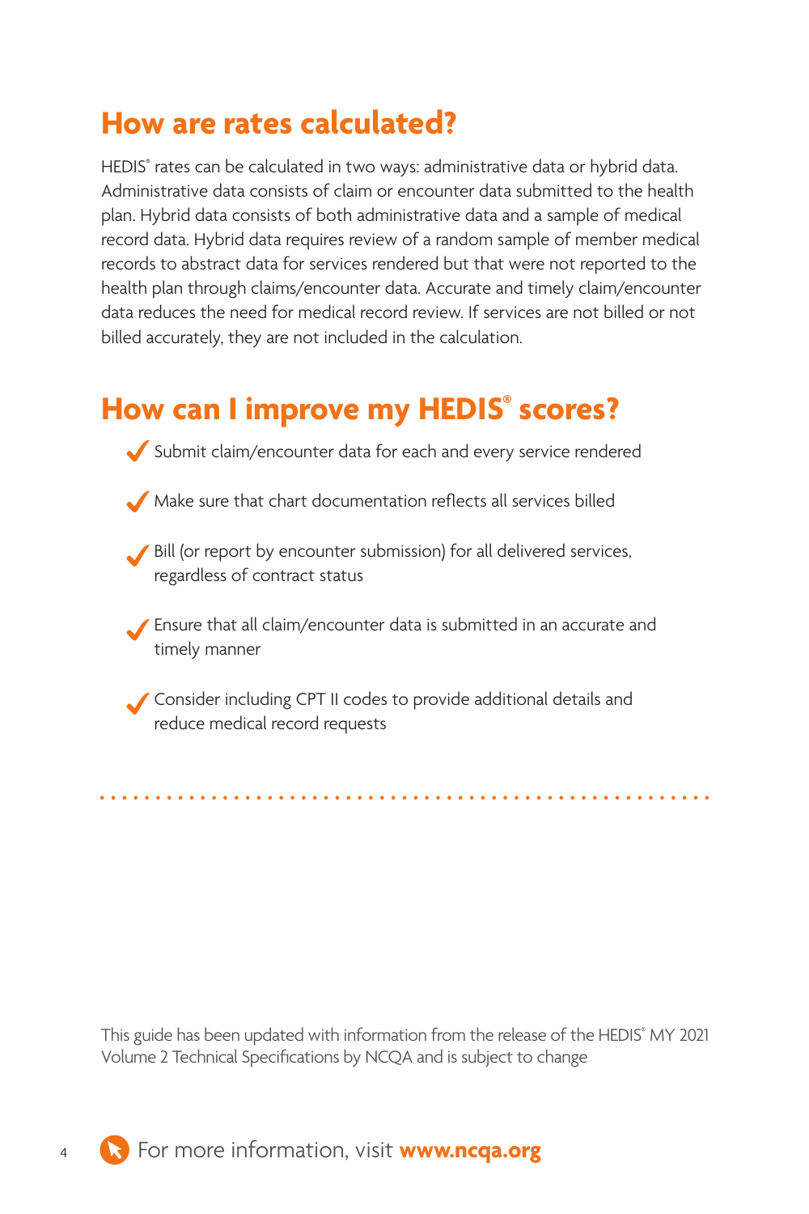## How are rates calculated?

HEDIS® rates can be calculated in two ways: administrative data or hybrid data. Administrative data consists of claim or encounter data submitted to the health plan. Hybrid data consists of both administrative data and a sample of medical record data. Hybrid data requires review of a random sample of member medical records to abstract data for services rendered but that were not reported to the health plan through claims/encounter data. Accurate and timely claim/encounter data reduces the need for medical record review. If services are not billed or not billed accurately, they are not included in the calculation.

## How can I improve my HEDIS® scores?

- ✓ Submit claim/encounter data for each and every service rendered
- ✓ Make sure that chart documentation reflects all services billed
- ✓ Bill (or report by encounter submission) for all delivered services, regardless of contract status
- ✓ Ensure that all claim/encounter data is submitted in an accurate and timely manner
- ✓ Consider including CPT II codes to provide additional details and reduce medical record requests

This guide has been updated with information from the release of the HEDIS® MY 2021 Volume 2 Technical Specifications by NCQA and is subject to change

For more information, visit **www.ncqa.org**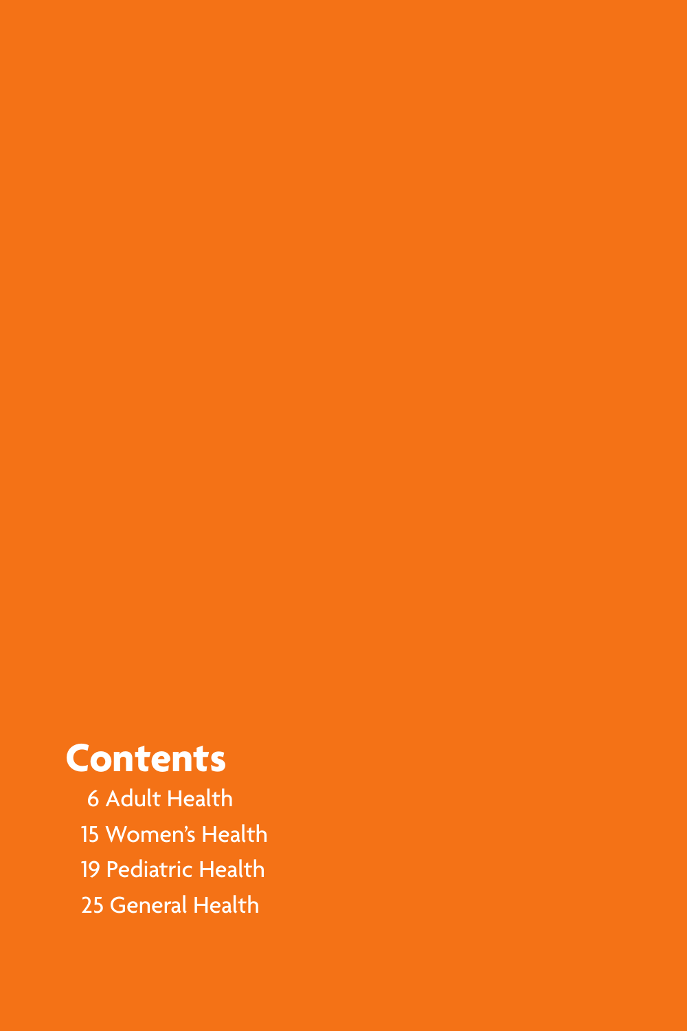# Contents

6 Adult Health

15 Women's Health

19 Pediatric Health

25 General Health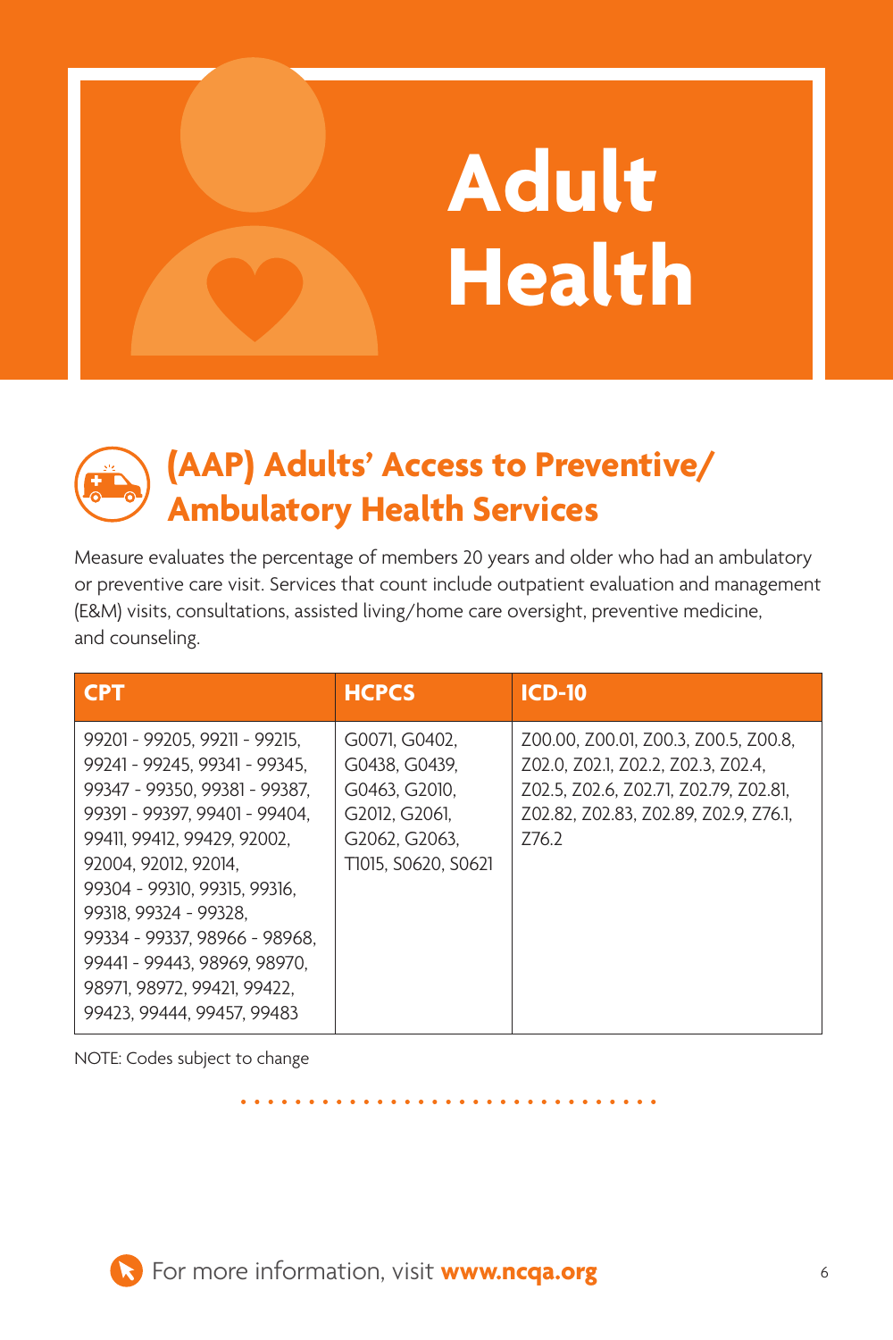# Adult Health

## (AAP) Adults' Access to Preventive/ Ambulatory Health Services

Measure evaluates the percentage of members 20 years and older who had an ambulatory or preventive care visit. Services that count include outpatient evaluation and management (E&M) visits, consultations, assisted living/home care oversight, preventive medicine, and counseling.

| CPT | HCPCS | ICD-10 |
|---|---|---|
| 99201 - 99205, 99211 - 99215, 99241 - 99245, 99341 - 99345, 99347 - 99350, 99381 - 99387, 99391 - 99397, 99401 - 99404, 99411, 99412, 99429, 92002, 92004, 92012, 92014, 99304 - 99310, 99315, 99316, 99318, 99324 - 99328, 99334 - 99337, 98966 - 98968, 99441 - 99443, 98969, 98970, 98971, 98972, 99421, 99422, 99423, 99444, 99457, 99483 | G0071, G0402, G0438, G0439, G0463, G2010, G2012, G2061, G2062, G2063, T1015, S0620, S0621 | Z00.00, Z00.01, Z00.3, Z00.5, Z00.8, Z02.0, Z02.1, Z02.2, Z02.3, Z02.4, Z02.5, Z02.6, Z02.71, Z02.79, Z02.81, Z02.82, Z02.83, Z02.89, Z02.9, Z76.1, Z76.2 |

NOTE: Codes subject to change

For more information, visit **www.ncqa.org**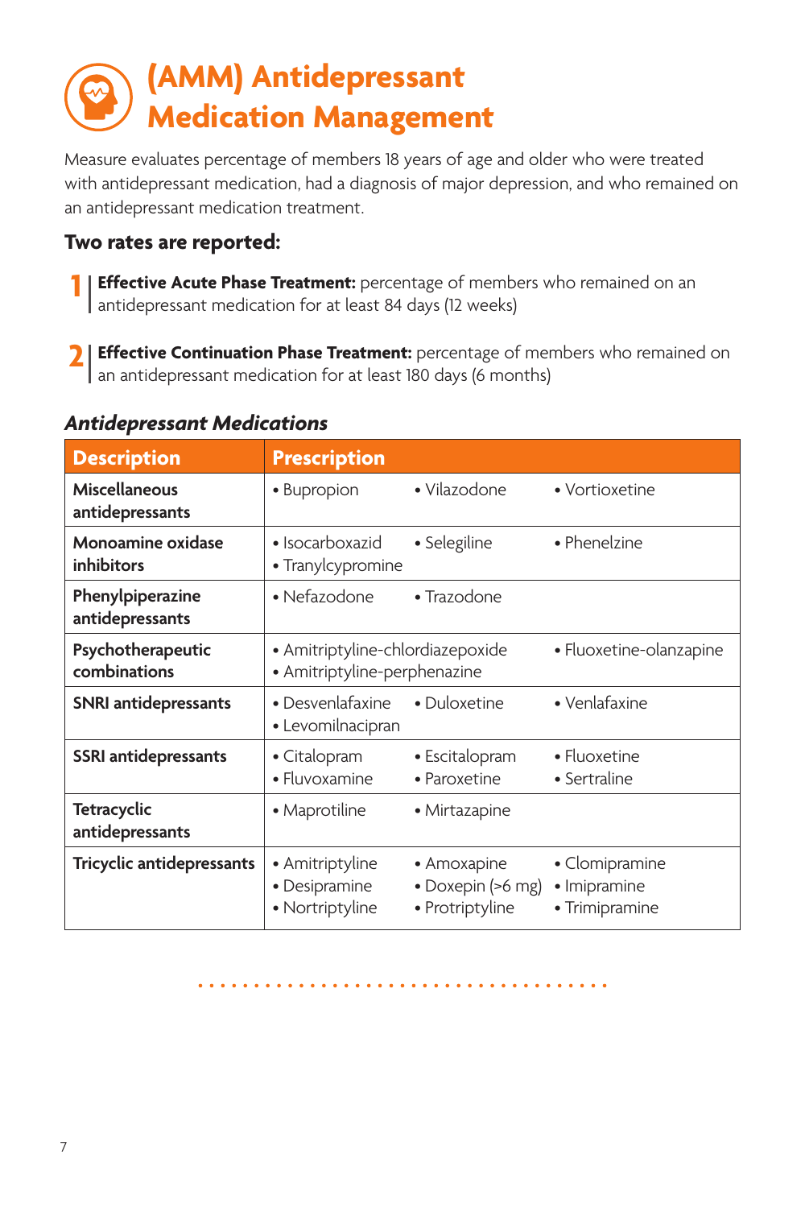# (AMM) Antidepressant Medication Management

Measure evaluates percentage of members 18 years of age and older who were treated with antidepressant medication, had a diagnosis of major depression, and who remained on an antidepressant medication treatment.

### Two rates are reported:

1. **Effective Acute Phase Treatment:** percentage of members who remained on an antidepressant medication for at least 84 days (12 weeks)

2. **Effective Continuation Phase Treatment:** percentage of members who remained on an antidepressant medication for at least 180 days (6 months)

### *Antidepressant Medications*

| Description | Prescription |
|---|---|
| Miscellaneous antidepressants | • Bupropion • Vilazodone • Vortioxetine |
| Monoamine oxidase inhibitors | • Isocarboxazid • Selegiline • Phenelzine • Tranylcypromine |
| Phenylpiperazine antidepressants | • Nefazodone • Trazodone |
| Psychotherapeutic combinations | • Amitriptyline-chlordiazepoxide • Fluoxetine-olanzapine • Amitriptyline-perphenazine |
| SNRI antidepressants | • Desvenlafaxine • Duloxetine • Venlafaxine • Levomilnacipran |
| SSRI antidepressants | • Citalopram • Escitalopram • Fluoxetine • Fluvoxamine • Paroxetine • Sertraline |
| Tetracyclic antidepressants | • Maprotiline • Mirtazapine |
| Tricyclic antidepressants | • Amitriptyline • Amoxapine • Clomipramine • Desipramine • Doxepin (>6 mg) • Imipramine • Nortriptyline • Protriptyline • Trimipramine |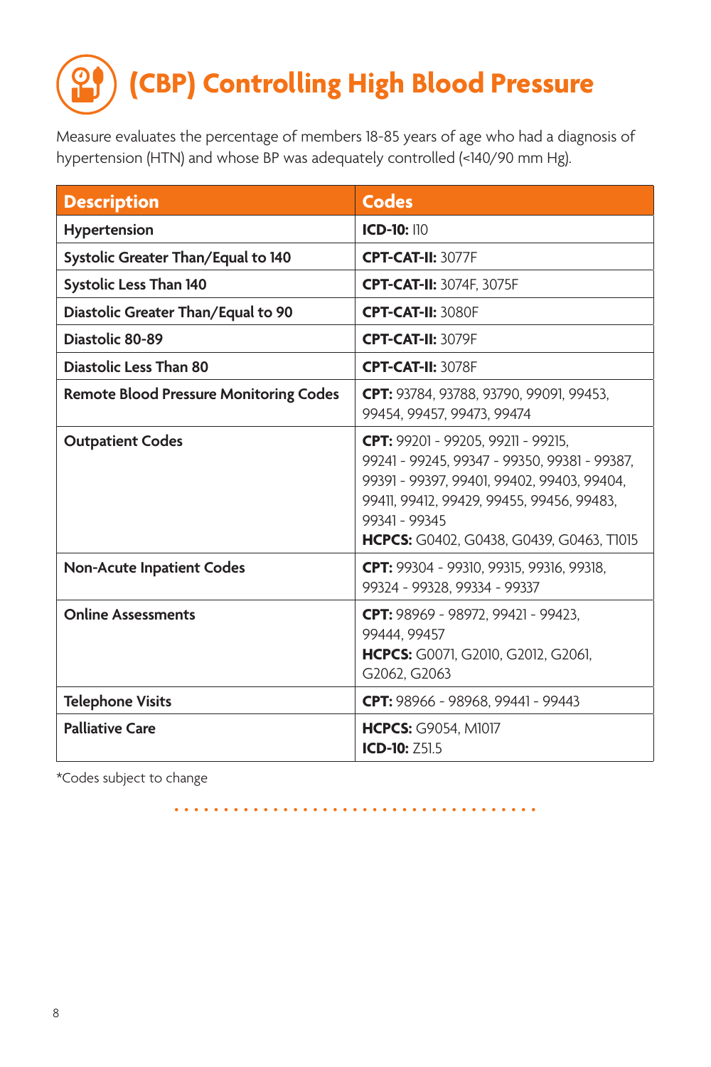# (CBP) Controlling High Blood Pressure

Measure evaluates the percentage of members 18-85 years of age who had a diagnosis of hypertension (HTN) and whose BP was adequately controlled (<140/90 mm Hg).

| Description | Codes |
|---|---|
| **Hypertension** | **ICD-10:** I10 |
| **Systolic Greater Than/Equal to 140** | **CPT-CAT-II:** 3077F |
| **Systolic Less Than 140** | **CPT-CAT-II:** 3074F, 3075F |
| **Diastolic Greater Than/Equal to 90** | **CPT-CAT-II:** 3080F |
| **Diastolic 80-89** | **CPT-CAT-II:** 3079F |
| **Diastolic Less Than 80** | **CPT-CAT-II:** 3078F |
| **Remote Blood Pressure Monitoring Codes** | **CPT:** 93784, 93788, 93790, 99091, 99453, 99454, 99457, 99473, 99474 |
| **Outpatient Codes** | **CPT:** 99201 - 99205, 99211 - 99215, 99241 - 99245, 99347 - 99350, 99381 - 99387, 99391 - 99397, 99401, 99402, 99403, 99404, 99411, 99412, 99429, 99455, 99456, 99483, 99341 - 99345 **HCPCS:** G0402, G0438, G0439, G0463, T1015 |
| **Non-Acute Inpatient Codes** | **CPT:** 99304 - 99310, 99315, 99316, 99318, 99324 - 99328, 99334 - 99337 |
| **Online Assessments** | **CPT:** 98969 - 98972, 99421 - 99423, 99444, 99457 **HCPCS:** G0071, G2010, G2012, G2061, G2062, G2063 |
| **Telephone Visits** | **CPT:** 98966 - 98968, 99441 - 99443 |
| **Palliative Care** | **HCPCS:** G9054, M1017 **ICD-10:** Z51.5 |

*Codes subject to change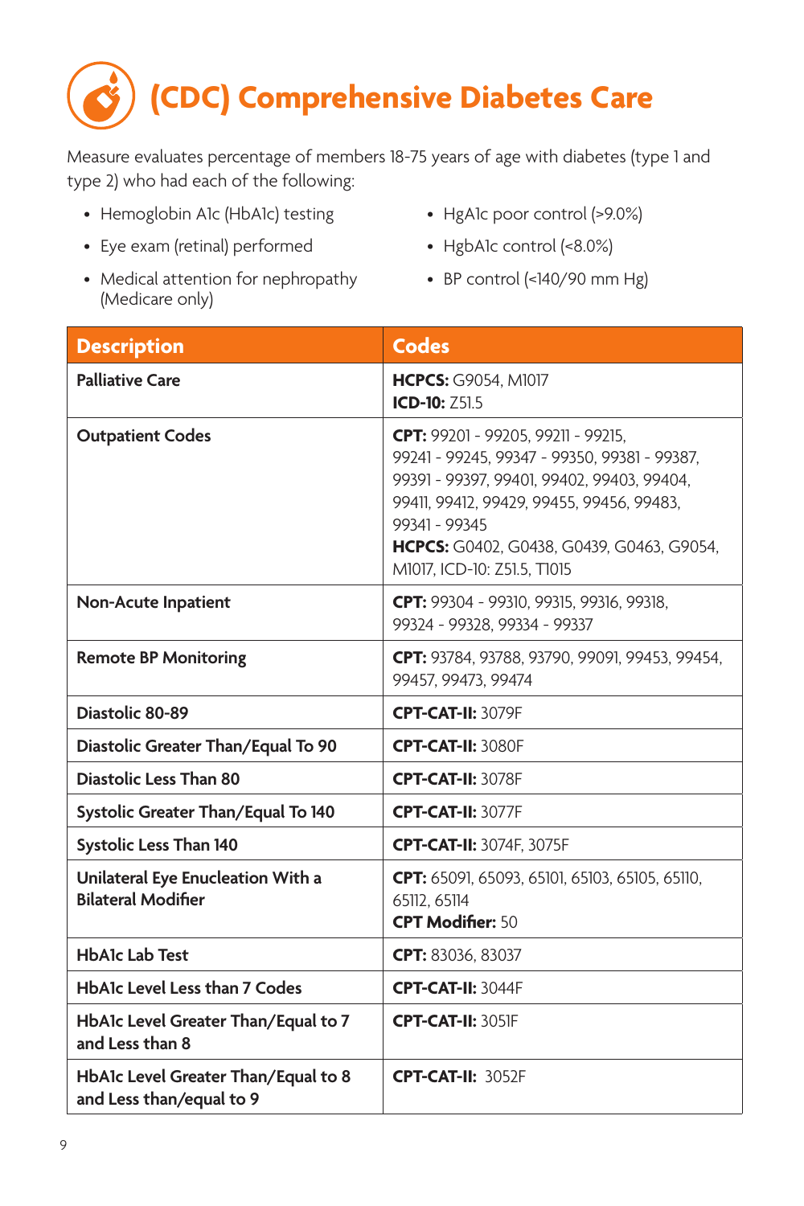# (CDC) Comprehensive Diabetes Care

Measure evaluates percentage of members 18-75 years of age with diabetes (type 1 and type 2) who had each of the following:

- Hemoglobin A1c (HbA1c) testing
- Eye exam (retinal) performed
- Medical attention for nephropathy (Medicare only)
- HgA1c poor control (>9.0%)
- HgbA1c control (<8.0%)
- BP control (<140/90 mm Hg)

| Description | Codes |
| --- | --- |
| **Palliative Care** | **HCPCS:** G9054, M1017<br>**ICD-10:** Z51.5 |
| **Outpatient Codes** | **CPT:** 99201 - 99205, 99211 - 99215, 99241 - 99245, 99347 - 99350, 99381 - 99387, 99391 - 99397, 99401, 99402, 99403, 99404, 99411, 99412, 99429, 99455, 99456, 99483, 99341 - 99345<br>**HCPCS:** G0402, G0438, G0439, G0463, G9054, M1017, ICD-10: Z51.5, T1015 |
| **Non-Acute Inpatient** | **CPT:** 99304 - 99310, 99315, 99316, 99318, 99324 - 99328, 99334 - 99337 |
| **Remote BP Monitoring** | **CPT:** 93784, 93788, 93790, 99091, 99453, 99454, 99457, 99473, 99474 |
| **Diastolic 80-89** | **CPT-CAT-II:** 3079F |
| **Diastolic Greater Than/Equal To 90** | **CPT-CAT-II:** 3080F |
| **Diastolic Less Than 80** | **CPT-CAT-II:** 3078F |
| **Systolic Greater Than/Equal To 140** | **CPT-CAT-II:** 3077F |
| **Systolic Less Than 140** | **CPT-CAT-II:** 3074F, 3075F |
| **Unilateral Eye Enucleation With a Bilateral Modifier** | **CPT:** 65091, 65093, 65101, 65103, 65105, 65110, 65112, 65114<br>**CPT Modifier:** 50 |
| **HbA1c Lab Test** | **CPT:** 83036, 83037 |
| **HbA1c Level Less than 7 Codes** | **CPT-CAT-II:** 3044F |
| **HbA1c Level Greater Than/Equal to 7 and Less than 8** | **CPT-CAT-II:** 3051F |
| **HbA1c Level Greater Than/Equal to 8 and Less than/equal to 9** | **CPT-CAT-II:** 3052F |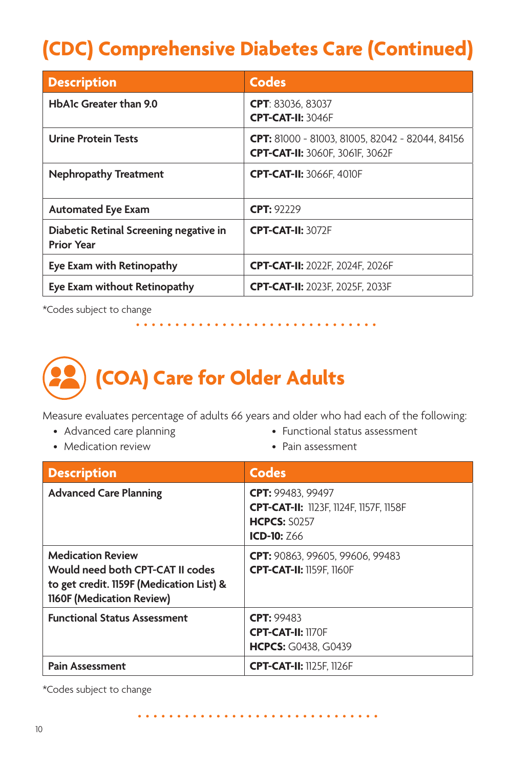# (CDC) Comprehensive Diabetes Care (Continued)

| Description | Codes |
|---|---|
| **HbA1c Greater than 9.0** | **CPT**: 83036, 83037<br>**CPT-CAT-II:** 3046F |
| **Urine Protein Tests** | **CPT:** 81000 - 81003, 81005, 82042 - 82044, 84156<br>**CPT-CAT-II:** 3060F, 3061F, 3062F |
| **Nephropathy Treatment** | **CPT-CAT-II:** 3066F, 4010F |
| **Automated Eye Exam** | **CPT:** 92229 |
| **Diabetic Retinal Screening negative in Prior Year** | **CPT-CAT-II:** 3072F |
| **Eye Exam with Retinopathy** | **CPT-CAT-II:** 2022F, 2024F, 2026F |
| **Eye Exam without Retinopathy** | **CPT-CAT-II:** 2023F, 2025F, 2033F |

*Codes subject to change

# (COA) Care for Older Adults

Measure evaluates percentage of adults 66 years and older who had each of the following:

- Advanced care planning
- Medication review
- Functional status assessment
- Pain assessment

| Description | Codes |
|---|---|
| **Advanced Care Planning** | **CPT:** 99483, 99497<br>**CPT-CAT-II:** 1123F, 1124F, 1157F, 1158F<br>**HCPCS:** S0257<br>**ICD-10:** Z66 |
| **Medication Review**<br>**Would need both CPT-CAT II codes to get credit. 1159F (Medication List) & 1160F (Medication Review)** | **CPT:** 90863, 99605, 99606, 99483<br>**CPT-CAT-II:** 1159F, 1160F |
| **Functional Status Assessment** | **CPT:** 99483<br>**CPT-CAT-II:** 1170F<br>**HCPCS:** G0438, G0439 |
| **Pain Assessment** | **CPT-CAT-II:** 1125F, 1126F |

*Codes subject to change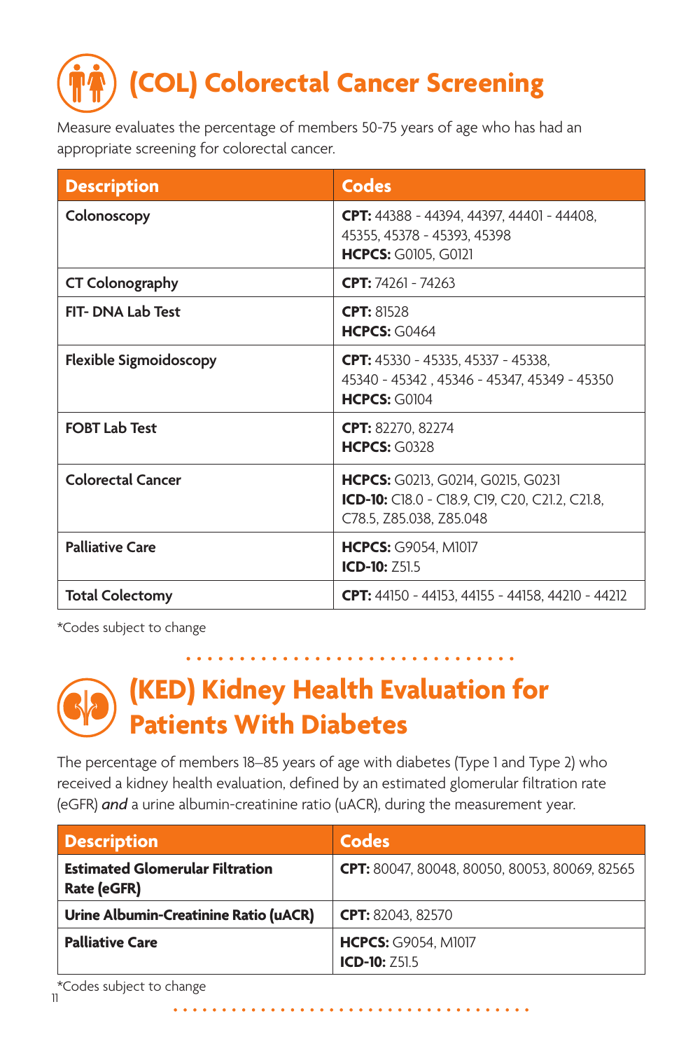# (COL) Colorectal Cancer Screening

Measure evaluates the percentage of members 50-75 years of age who has had an appropriate screening for colorectal cancer.

| Description | Codes |
| --- | --- |
| **Colonoscopy** | **CPT:** 44388 - 44394, 44397, 44401 - 44408, 45355, 45378 - 45393, 45398<br>**HCPCS:** G0105, G0121 |
| **CT Colonography** | **CPT:** 74261 - 74263 |
| **FIT- DNA Lab Test** | **CPT:** 81528<br>**HCPCS:** G0464 |
| **Flexible Sigmoidoscopy** | **CPT:** 45330 - 45335, 45337 - 45338, 45340 - 45342 , 45346 - 45347, 45349 - 45350<br>**HCPCS:** G0104 |
| **FOBT Lab Test** | **CPT:** 82270, 82274<br>**HCPCS:** G0328 |
| **Colorectal Cancer** | **HCPCS:** G0213, G0214, G0215, G0231<br>**ICD-10:** C18.0 - C18.9, C19, C20, C21.2, C21.8, C78.5, Z85.038, Z85.048 |
| **Palliative Care** | **HCPCS:** G9054, M1017<br>**ICD-10:** Z51.5 |
| **Total Colectomy** | **CPT:** 44150 - 44153, 44155 - 44158, 44210 - 44212 |

*Codes subject to change

# (KED) Kidney Health Evaluation for Patients With Diabetes

The percentage of members 18–85 years of age with diabetes (Type 1 and Type 2) who received a kidney health evaluation, defined by an estimated glomerular filtration rate (eGFR) *and* a urine albumin-creatinine ratio (uACR), during the measurement year.

| Description | Codes |
| --- | --- |
| **Estimated Glomerular Filtration Rate (eGFR)** | **CPT:** 80047, 80048, 80050, 80053, 80069, 82565 |
| **Urine Albumin-Creatinine Ratio (uACR)** | **CPT:** 82043, 82570 |
| **Palliative Care** | **HCPCS:** G9054, M1017<br>**ICD-10:** Z51.5 |

*Codes subject to change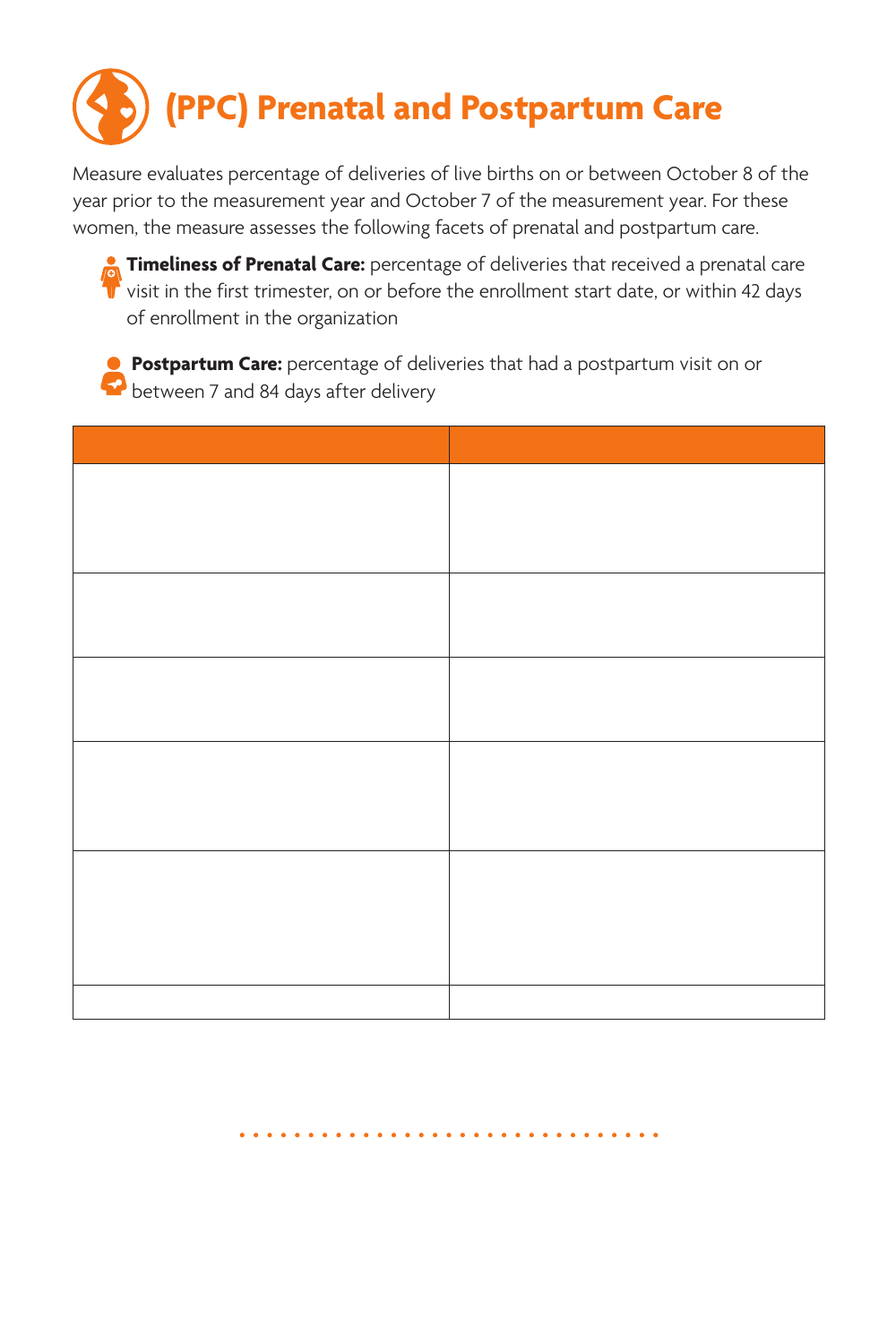# (PPC) Prenatal and Postpartum Care

Measure evaluates percentage of deliveries of live births on or between October 8 of the year prior to the measurement year and October 7 of the measurement year. For these women, the measure assesses the following facets of prenatal and postpartum care.

- **Timeliness of Prenatal Care:** percentage of deliveries that received a prenatal care visit in the first trimester, on or before the enrollment start date, or within 42 days of enrollment in the organization

- **Postpartum Care:** percentage of deliveries that had a postpartum visit on or between 7 and 84 days after delivery

| | |
|---|---|
| | |
| | |
| | |
| | |
| | |
| | |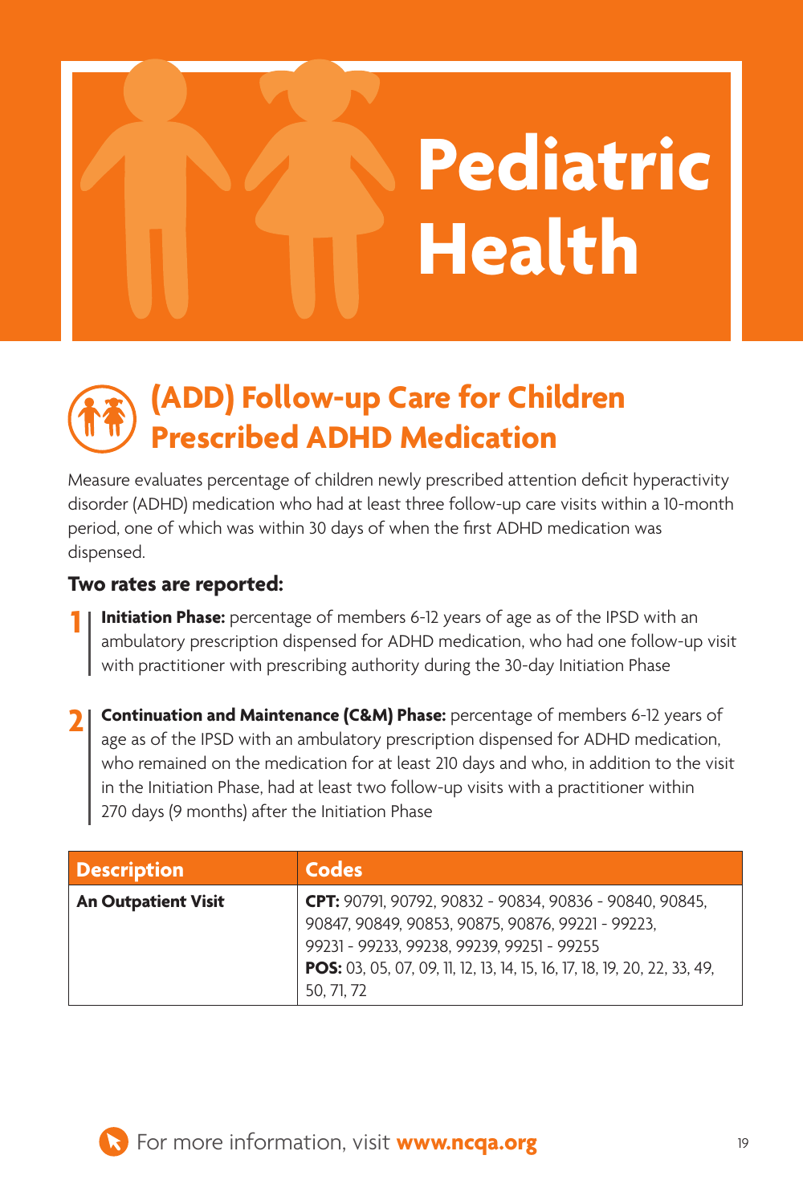# Pediatric Health

## (ADD) Follow-up Care for Children Prescribed ADHD Medication

Measure evaluates percentage of children newly prescribed attention deficit hyperactivity disorder (ADHD) medication who had at least three follow-up care visits within a 10-month period, one of which was within 30 days of when the first ADHD medication was dispensed.

### Two rates are reported:

1. **Initiation Phase:** percentage of members 6-12 years of age as of the IPSD with an ambulatory prescription dispensed for ADHD medication, who had one follow-up visit with practitioner with prescribing authority during the 30-day Initiation Phase

2. **Continuation and Maintenance (C&M) Phase:** percentage of members 6-12 years of age as of the IPSD with an ambulatory prescription dispensed for ADHD medication, who remained on the medication for at least 210 days and who, in addition to the visit in the Initiation Phase, had at least two follow-up visits with a practitioner within 270 days (9 months) after the Initiation Phase

| Description | Codes |
| --- | --- |
| **An Outpatient Visit** | **CPT:** 90791, 90792, 90832 - 90834, 90836 - 90840, 90845, 90847, 90849, 90853, 90875, 90876, 99221 - 99223, 99231 - 99233, 99238, 99239, 99251 - 99255<br>**POS:** 03, 05, 07, 09, 11, 12, 13, 14, 15, 16, 17, 18, 19, 20, 22, 33, 49, 50, 71, 72 |

For more information, visit **www.ncqa.org**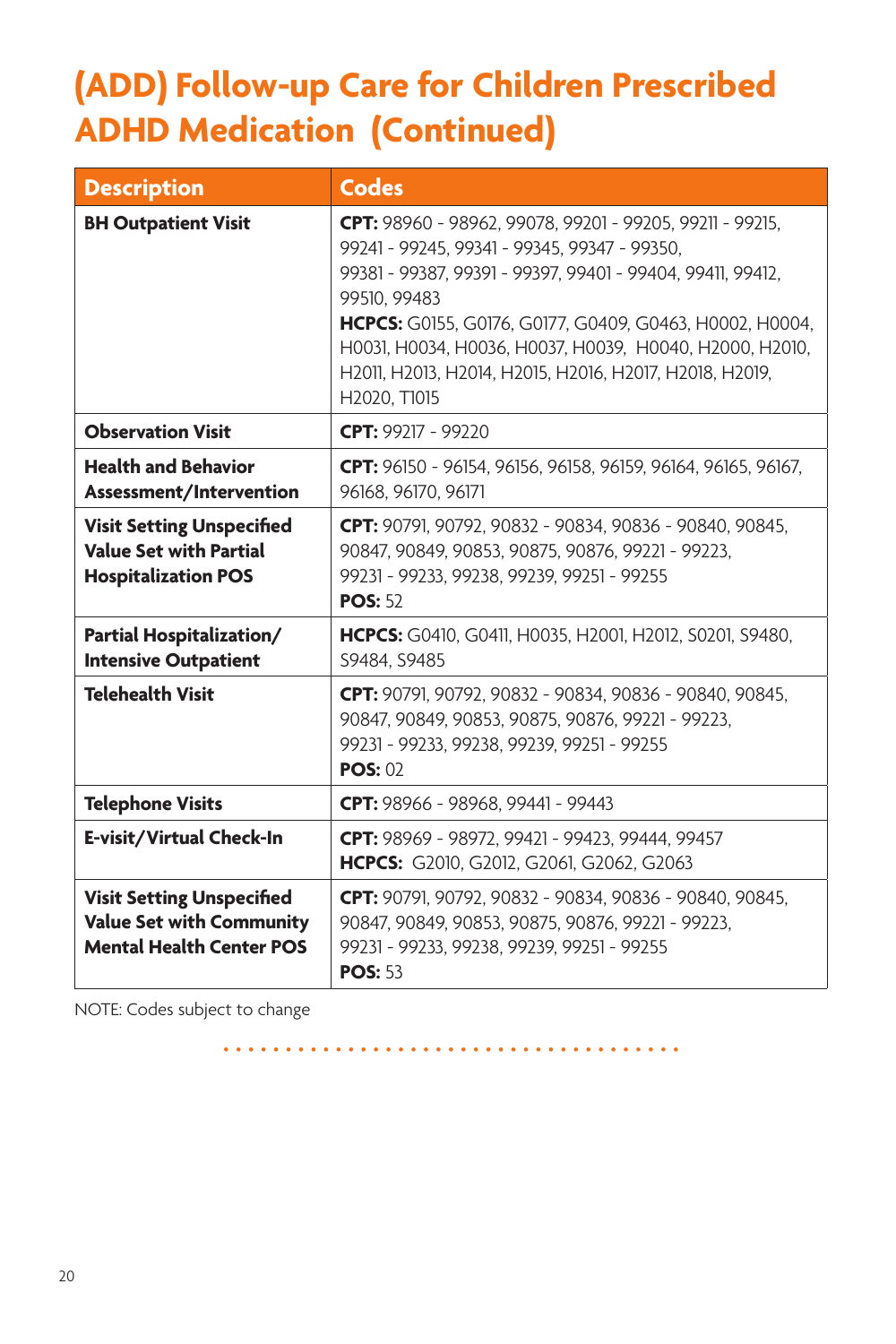# (ADD) Follow-up Care for Children Prescribed ADHD Medication (Continued)

| Description | Codes |
|---|---|
| **BH Outpatient Visit** | **CPT:** 98960 - 98962, 99078, 99201 - 99205, 99211 - 99215, 99241 - 99245, 99341 - 99345, 99347 - 99350, 99381 - 99387, 99391 - 99397, 99401 - 99404, 99411, 99412, 99510, 99483<br>**HCPCS:** G0155, G0176, G0177, G0409, G0463, H0002, H0004, H0031, H0034, H0036, H0037, H0039, H0040, H2000, H2010, H2011, H2013, H2014, H2015, H2016, H2017, H2018, H2019, H2020, T1015 |
| **Observation Visit** | **CPT:** 99217 - 99220 |
| **Health and Behavior Assessment/Intervention** | **CPT:** 96150 - 96154, 96156, 96158, 96159, 96164, 96165, 96167, 96168, 96170, 96171 |
| **Visit Setting Unspecified Value Set with Partial Hospitalization POS** | **CPT:** 90791, 90792, 90832 - 90834, 90836 - 90840, 90845, 90847, 90849, 90853, 90875, 90876, 99221 - 99223, 99231 - 99233, 99238, 99239, 99251 - 99255<br>**POS:** 52 |
| **Partial Hospitalization/ Intensive Outpatient** | **HCPCS:** G0410, G0411, H0035, H2001, H2012, S0201, S9480, S9484, S9485 |
| **Telehealth Visit** | **CPT:** 90791, 90792, 90832 - 90834, 90836 - 90840, 90845, 90847, 90849, 90853, 90875, 90876, 99221 - 99223, 99231 - 99233, 99238, 99239, 99251 - 99255<br>**POS:** 02 |
| **Telephone Visits** | **CPT:** 98966 - 98968, 99441 - 99443 |
| **E-visit/Virtual Check-In** | **CPT:** 98969 - 98972, 99421 - 99423, 99444, 99457<br>**HCPCS:** G2010, G2012, G2061, G2062, G2063 |
| **Visit Setting Unspecified Value Set with Community Mental Health Center POS** | **CPT:** 90791, 90792, 90832 - 90834, 90836 - 90840, 90845, 90847, 90849, 90853, 90875, 90876, 99221 - 99223, 99231 - 99233, 99238, 99239, 99251 - 99255<br>**POS:** 53 |

NOTE: Codes subject to change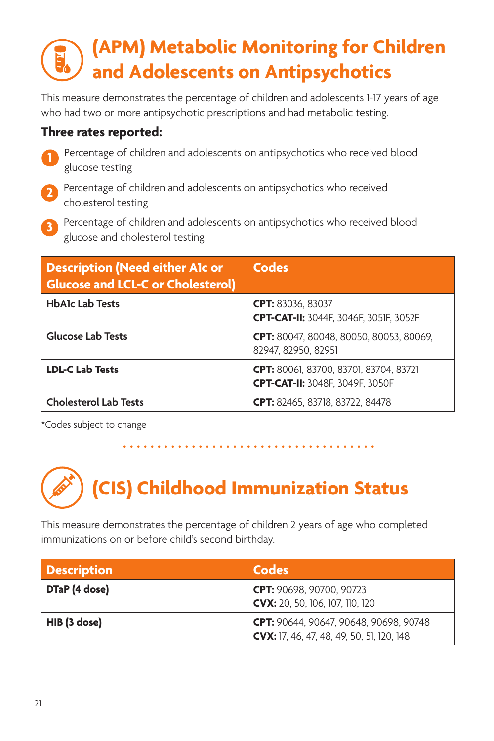# (APM) Metabolic Monitoring for Children and Adolescents on Antipsychotics

This measure demonstrates the percentage of children and adolescents 1-17 years of age who had two or more antipsychotic prescriptions and had metabolic testing.

**Three rates reported:**

1. Percentage of children and adolescents on antipsychotics who received blood glucose testing
2. Percentage of children and adolescents on antipsychotics who received cholesterol testing
3. Percentage of children and adolescents on antipsychotics who received blood glucose and cholesterol testing

| Description (Need either A1c or Glucose and LCL-C or Cholesterol) | Codes |
| --- | --- |
| **HbA1c Lab Tests** | **CPT:** 83036, 83037<br>**CPT-CAT-II:** 3044F, 3046F, 3051F, 3052F |
| **Glucose Lab Tests** | **CPT:** 80047, 80048, 80050, 80053, 80069, 82947, 82950, 82951 |
| **LDL-C Lab Tests** | **CPT:** 80061, 83700, 83701, 83704, 83721<br>**CPT-CAT-II:** 3048F, 3049F, 3050F |
| **Cholesterol Lab Tests** | **CPT:** 82465, 83718, 83722, 84478 |

*Codes subject to change

# (CIS) Childhood Immunization Status

This measure demonstrates the percentage of children 2 years of age who completed immunizations on or before child's second birthday.

| Description | Codes |
| --- | --- |
| **DTaP (4 dose)** | **CPT:** 90698, 90700, 90723<br>**CVX:** 20, 50, 106, 107, 110, 120 |
| **HIB (3 dose)** | **CPT:** 90644, 90647, 90648, 90698, 90748<br>**CVX:** 17, 46, 47, 48, 49, 50, 51, 120, 148 |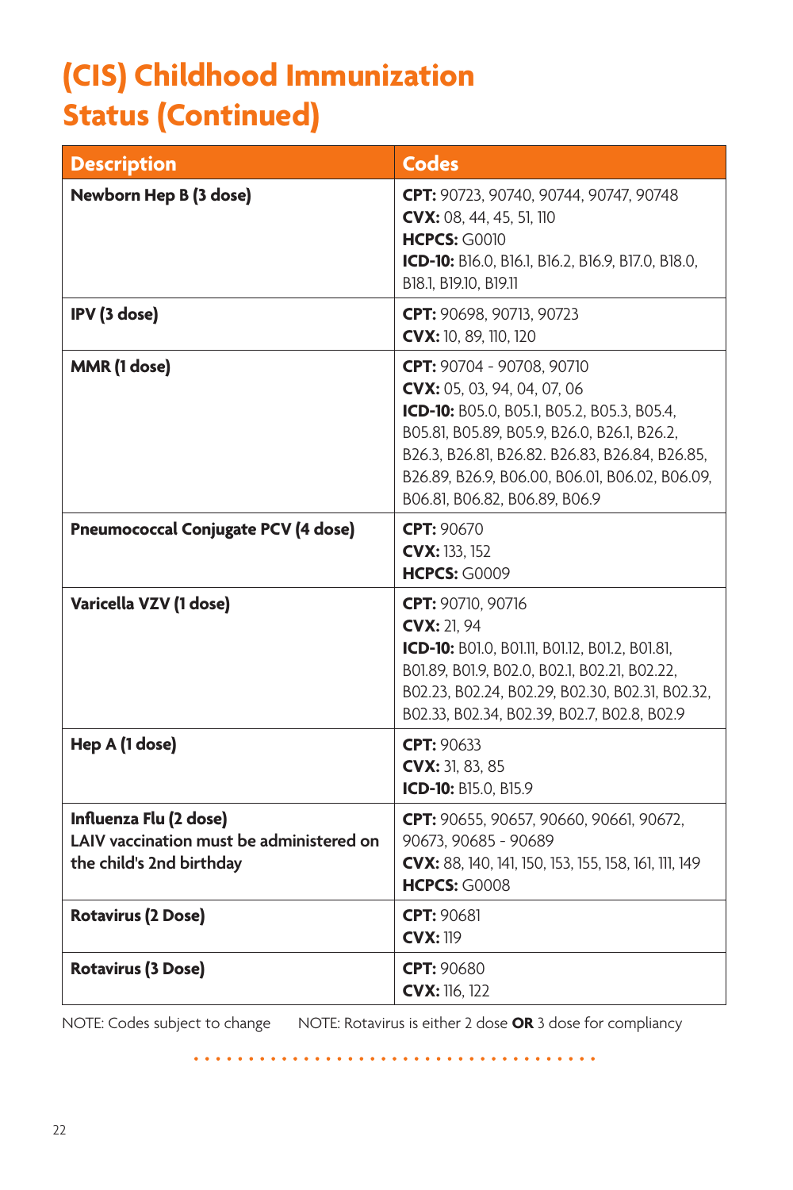# (CIS) Childhood Immunization Status (Continued)

| Description | Codes |
|---|---|
| **Newborn Hep B (3 dose)** | **CPT:** 90723, 90740, 90744, 90747, 90748<br>**CVX:** 08, 44, 45, 51, 110<br>**HCPCS:** G0010<br>**ICD-10:** B16.0, B16.1, B16.2, B16.9, B17.0, B18.0, B18.1, B19.10, B19.11 |
| **IPV (3 dose)** | **CPT:** 90698, 90713, 90723<br>**CVX:** 10, 89, 110, 120 |
| **MMR (1 dose)** | **CPT:** 90704 - 90708, 90710<br>**CVX:** 05, 03, 94, 04, 07, 06<br>**ICD-10:** B05.0, B05.1, B05.2, B05.3, B05.4, B05.81, B05.89, B05.9, B26.0, B26.1, B26.2, B26.3, B26.81, B26.82. B26.83, B26.84, B26.85, B26.89, B26.9, B06.00, B06.01, B06.02, B06.09, B06.81, B06.82, B06.89, B06.9 |
| **Pneumococcal Conjugate PCV (4 dose)** | **CPT:** 90670<br>**CVX:** 133, 152<br>**HCPCS:** G0009 |
| **Varicella VZV (1 dose)** | **CPT:** 90710, 90716<br>**CVX:** 21, 94<br>**ICD-10:** B01.0, B01.11, B01.12, B01.2, B01.81, B01.89, B01.9, B02.0, B02.1, B02.21, B02.22, B02.23, B02.24, B02.29, B02.30, B02.31, B02.32, B02.33, B02.34, B02.39, B02.7, B02.8, B02.9 |
| **Hep A (1 dose)** | **CPT:** 90633<br>**CVX:** 31, 83, 85<br>**ICD-10:** B15.0, B15.9 |
| **Influenza Flu (2 dose)**<br>**LAIV vaccination must be administered on the child's 2nd birthday** | **CPT:** 90655, 90657, 90660, 90661, 90672, 90673, 90685 - 90689<br>**CVX:** 88, 140, 141, 150, 153, 155, 158, 161, 111, 149<br>**HCPCS:** G0008 |
| **Rotavirus (2 Dose)** | **CPT:** 90681<br>**CVX:** 119 |
| **Rotavirus (3 Dose)** | **CPT:** 90680<br>**CVX:** 116, 122 |

NOTE: Codes subject to change NOTE: Rotavirus is either 2 dose **OR** 3 dose for compliancy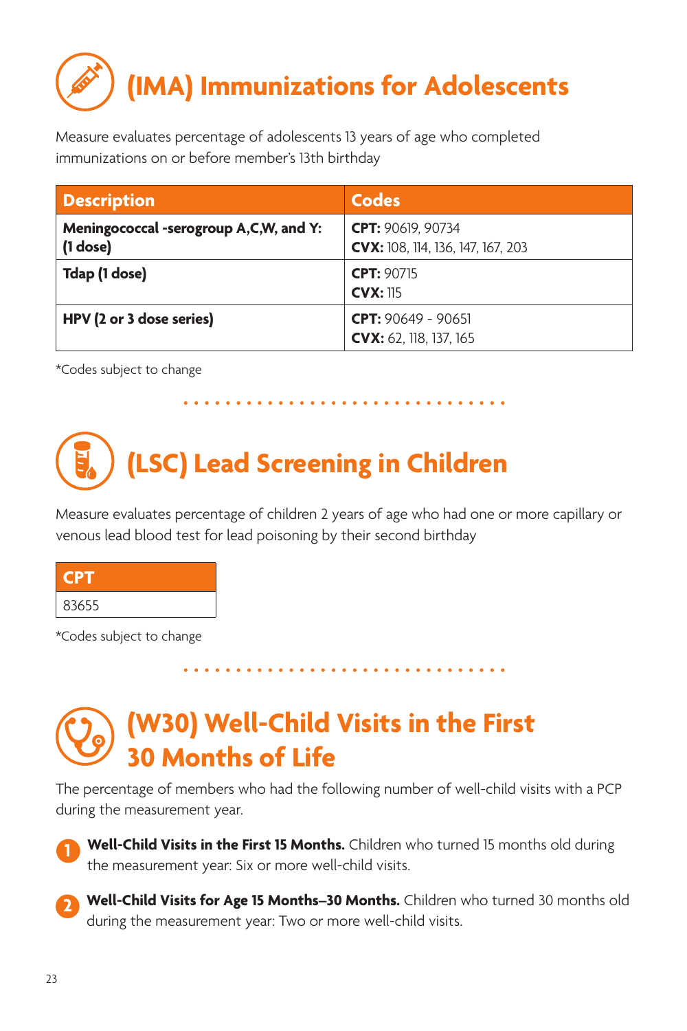# (IMA) Immunizations for Adolescents

Measure evaluates percentage of adolescents 13 years of age who completed immunizations on or before member's 13th birthday

| Description | Codes |
|---|---|
| **Meningococcal -serogroup A,C,W, and Y: (1 dose)** | **CPT:** 90619, 90734<br>**CVX:** 108, 114, 136, 147, 167, 203 |
| **Tdap (1 dose)** | **CPT:** 90715<br>**CVX:** 115 |
| **HPV (2 or 3 dose series)** | **CPT:** 90649 - 90651<br>**CVX:** 62, 118, 137, 165 |

*Codes subject to change

# (LSC) Lead Screening in Children

Measure evaluates percentage of children 2 years of age who had one or more capillary or venous lead blood test for lead poisoning by their second birthday

| CPT |
|---|
| 83655 |

*Codes subject to change

# (W30) Well-Child Visits in the First 30 Months of Life

The percentage of members who had the following number of well-child visits with a PCP during the measurement year.

1. **Well-Child Visits in the First 15 Months.** Children who turned 15 months old during the measurement year: Six or more well-child visits.
2. **Well-Child Visits for Age 15 Months–30 Months.** Children who turned 30 months old during the measurement year: Two or more well-child visits.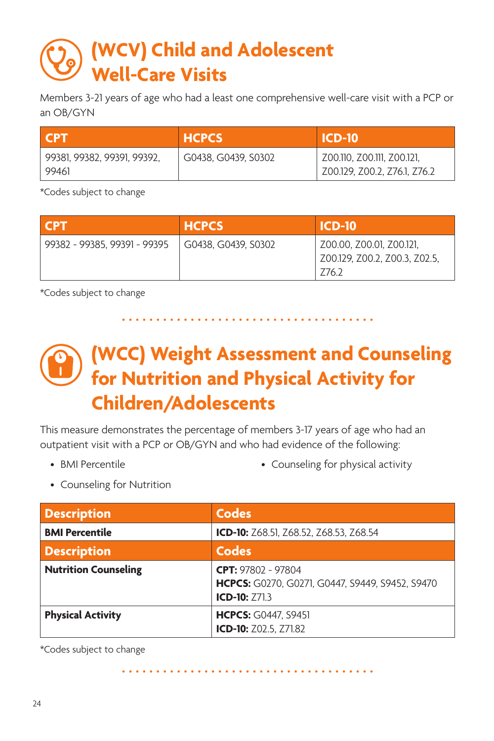# (WCV) Child and Adolescent Well-Care Visits

Members 3-21 years of age who had a least one comprehensive well-care visit with a PCP or an OB/GYN

| CPT | HCPCS | ICD-10 |
|---|---|---|
| 99381, 99382, 99391, 99392, 99461 | G0438, G0439, S0302 | Z00.110, Z00.111, Z00.121, Z00.129, Z00.2, Z76.1, Z76.2 |

*Codes subject to change

| CPT | HCPCS | ICD-10 |
|---|---|---|
| 99382 - 99385, 99391 - 99395 | G0438, G0439, S0302 | Z00.00, Z00.01, Z00.121, Z00.129, Z00.2, Z00.3, Z02.5, Z76.2 |

*Codes subject to change

# (WCC) Weight Assessment and Counseling for Nutrition and Physical Activity for Children/Adolescents

This measure demonstrates the percentage of members 3-17 years of age who had an outpatient visit with a PCP or OB/GYN and who had evidence of the following:

- BMI Percentile
- Counseling for Nutrition
- Counseling for physical activity

| Description | Codes |
|---|---|
| **BMI Percentile** | **ICD-10:** Z68.51, Z68.52, Z68.53, Z68.54 |
| **Description** | **Codes** |
| **Nutrition Counseling** | **CPT:** 97802 - 97804<br>**HCPCS:** G0270, G0271, G0447, S9449, S9452, S9470<br>**ICD-10:** Z71.3 |
| **Physical Activity** | **HCPCS:** G0447, S9451<br>**ICD-10:** Z02.5, Z71.82 |

*Codes subject to change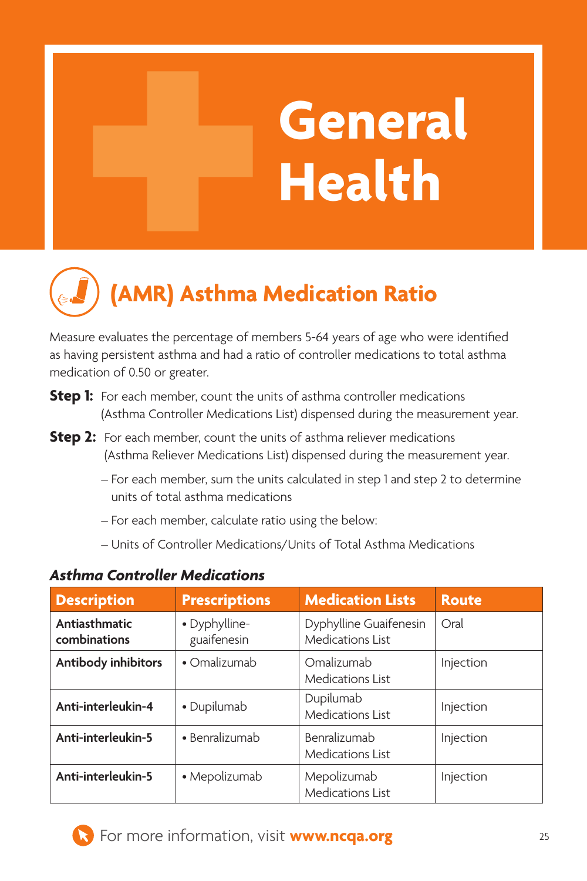# General Health

## (AMR) Asthma Medication Ratio

Measure evaluates the percentage of members 5-64 years of age who were identified as having persistent asthma and had a ratio of controller medications to total asthma medication of 0.50 or greater.

**Step 1:** For each member, count the units of asthma controller medications (Asthma Controller Medications List) dispensed during the measurement year.

**Step 2:** For each member, count the units of asthma reliever medications (Asthma Reliever Medications List) dispensed during the measurement year.

- For each member, sum the units calculated in step 1 and step 2 to determine units of total asthma medications
- For each member, calculate ratio using the below:
- Units of Controller Medications/Units of Total Asthma Medications

### *Asthma Controller Medications*

| Description | Prescriptions | Medication Lists | Route |
|---|---|---|---|
| **Antiasthmatic combinations** | • Dyphylline-guaifenesin | Dyphylline Guaifenesin Medications List | Oral |
| **Antibody inhibitors** | • Omalizumab | Omalizumab Medications List | Injection |
| **Anti-interleukin-4** | • Dupilumab | Dupilumab Medications List | Injection |
| **Anti-interleukin-5** | • Benralizumab | Benralizumab Medications List | Injection |
| **Anti-interleukin-5** | • Mepolizumab | Mepolizumab Medications List | Injection |

For more information, visit **www.ncqa.org**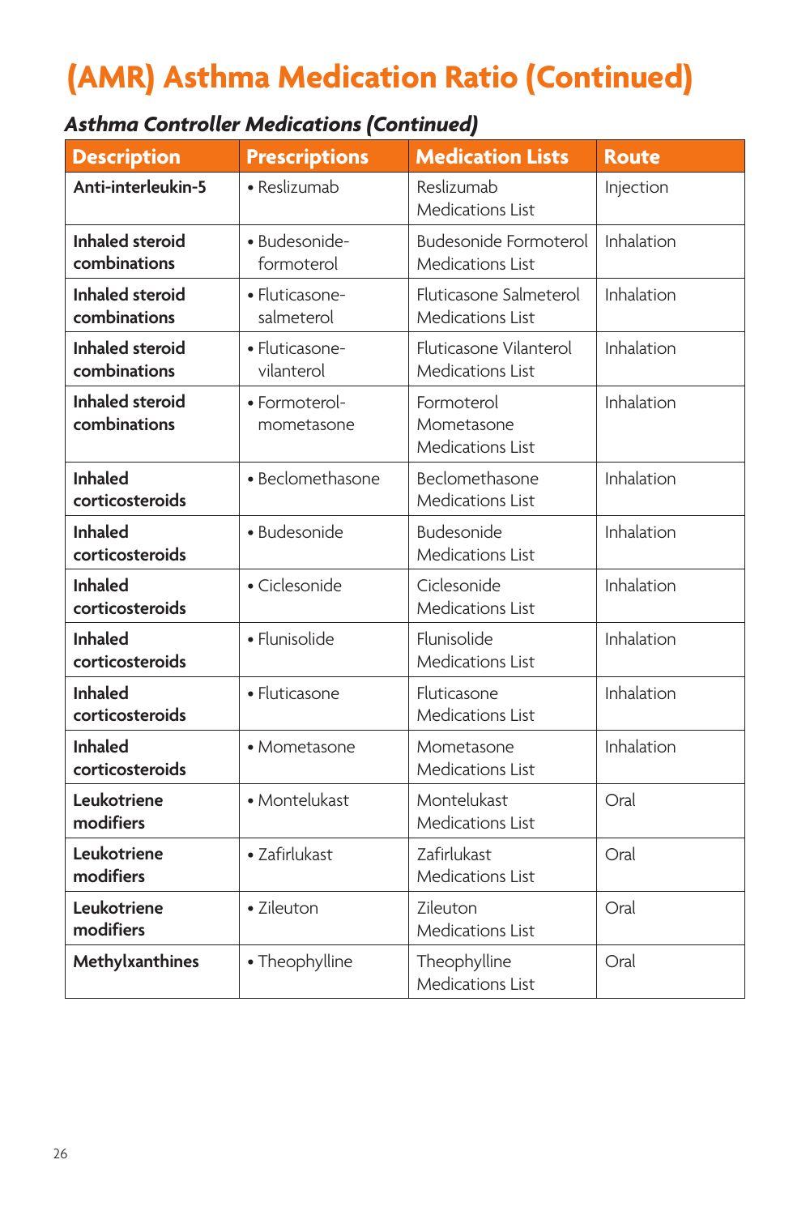# (AMR) Asthma Medication Ratio (Continued)

### *Asthma Controller Medications (Continued)*

| Description | Prescriptions | Medication Lists | Route |
|---|---|---|---|
| **Anti-interleukin-5** | • Reslizumab | Reslizumab Medications List | Injection |
| **Inhaled steroid combinations** | • Budesonide-formoterol | Budesonide Formoterol Medications List | Inhalation |
| **Inhaled steroid combinations** | • Fluticasone-salmeterol | Fluticasone Salmeterol Medications List | Inhalation |
| **Inhaled steroid combinations** | • Fluticasone-vilanterol | Fluticasone Vilanterol Medications List | Inhalation |
| **Inhaled steroid combinations** | • Formoterol-mometasone | Formoterol Mometasone Medications List | Inhalation |
| **Inhaled corticosteroids** | • Beclomethasone | Beclomethasone Medications List | Inhalation |
| **Inhaled corticosteroids** | • Budesonide | Budesonide Medications List | Inhalation |
| **Inhaled corticosteroids** | • Ciclesonide | Ciclesonide Medications List | Inhalation |
| **Inhaled corticosteroids** | • Flunisolide | Flunisolide Medications List | Inhalation |
| **Inhaled corticosteroids** | • Fluticasone | Fluticasone Medications List | Inhalation |
| **Inhaled corticosteroids** | • Mometasone | Mometasone Medications List | Inhalation |
| **Leukotriene modifiers** | • Montelukast | Montelukast Medications List | Oral |
| **Leukotriene modifiers** | • Zafirlukast | Zafirlukast Medications List | Oral |
| **Leukotriene modifiers** | • Zileuton | Zileuton Medications List | Oral |
| **Methylxanthines** | • Theophylline | Theophylline Medications List | Oral |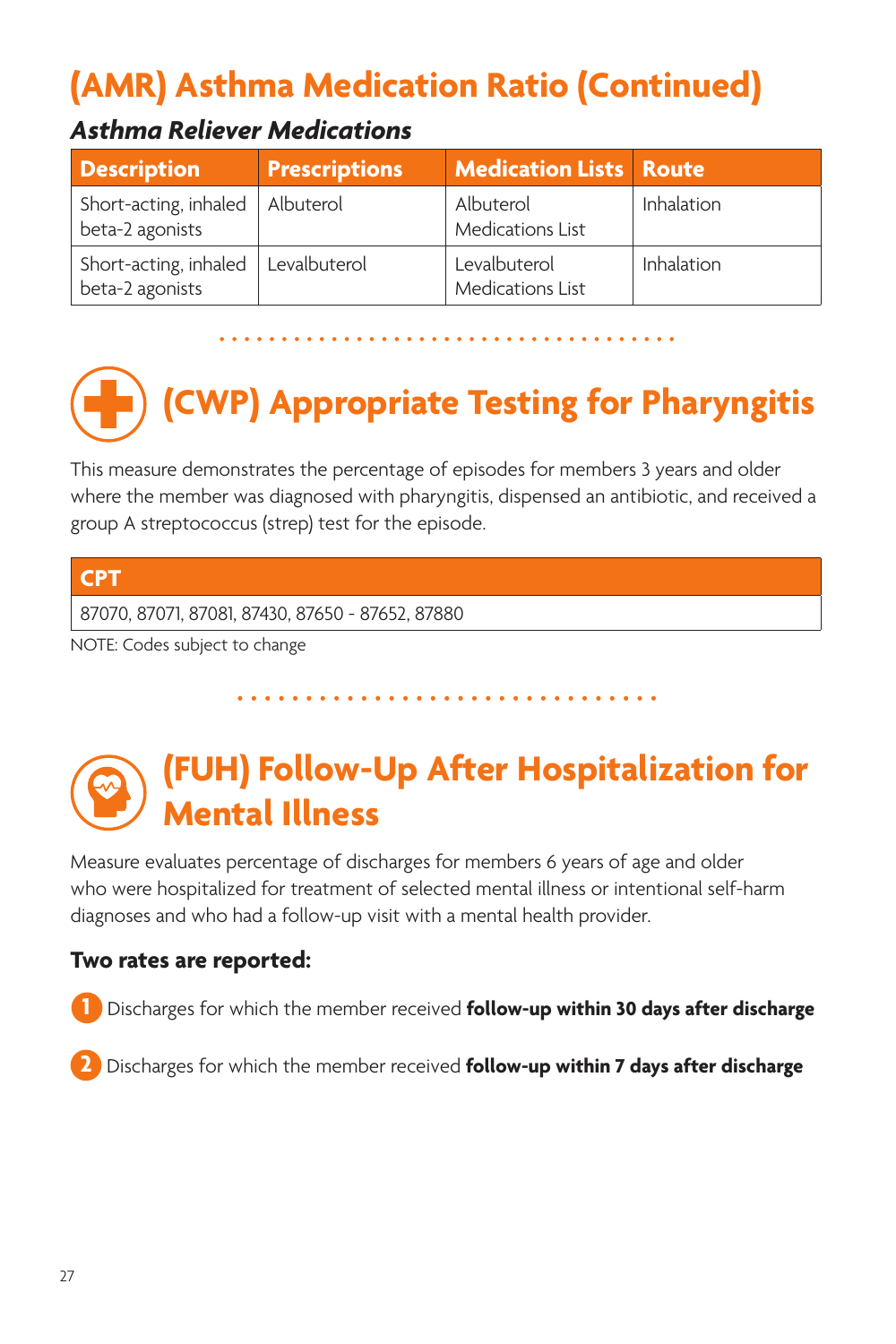# (AMR) Asthma Medication Ratio (Continued)

### *Asthma Reliever Medications*

| Description | Prescriptions | Medication Lists | Route |
|---|---|---|---|
| Short-acting, inhaled beta-2 agonists | Albuterol | Albuterol Medications List | Inhalation |
| Short-acting, inhaled beta-2 agonists | Levalbuterol | Levalbuterol Medications List | Inhalation |

# (CWP) Appropriate Testing for Pharyngitis

This measure demonstrates the percentage of episodes for members 3 years and older where the member was diagnosed with pharyngitis, dispensed an antibiotic, and received a group A streptococcus (strep) test for the episode.

| CPT |
|---|
| 87070, 87071, 87081, 87430, 87650 - 87652, 87880 |

NOTE: Codes subject to change

# (FUH) Follow-Up After Hospitalization for Mental Illness

Measure evaluates percentage of discharges for members 6 years of age and older who were hospitalized for treatment of selected mental illness or intentional self-harm diagnoses and who had a follow-up visit with a mental health provider.

**Two rates are reported:**

1. Discharges for which the member received **follow-up within 30 days after discharge**
2. Discharges for which the member received **follow-up within 7 days after discharge**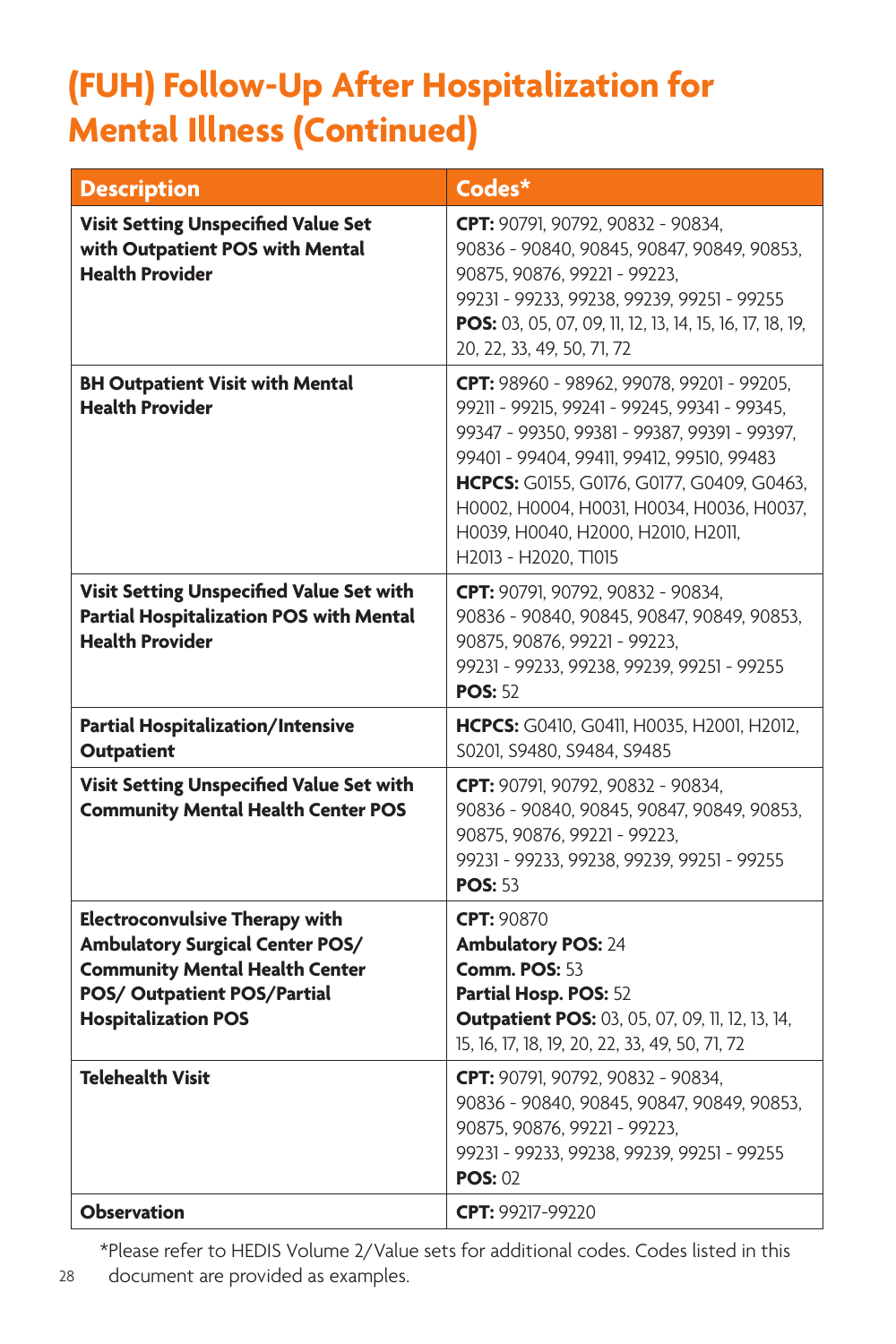# (FUH) Follow-Up After Hospitalization for Mental Illness (Continued)

| Description | Codes* |
|---|---|
| **Visit Setting Unspecified Value Set with Outpatient POS with Mental Health Provider** | **CPT:** 90791, 90792, 90832 - 90834, 90836 - 90840, 90845, 90847, 90849, 90853, 90875, 90876, 99221 - 99223, 99231 - 99233, 99238, 99239, 99251 - 99255 **POS:** 03, 05, 07, 09, 11, 12, 13, 14, 15, 16, 17, 18, 19, 20, 22, 33, 49, 50, 71, 72 |
| **BH Outpatient Visit with Mental Health Provider** | **CPT:** 98960 - 98962, 99078, 99201 - 99205, 99211 - 99215, 99241 - 99245, 99341 - 99345, 99347 - 99350, 99381 - 99387, 99391 - 99397, 99401 - 99404, 99411, 99412, 99510, 99483 **HCPCS:** G0155, G0176, G0177, G0409, G0463, H0002, H0004, H0031, H0034, H0036, H0037, H0039, H0040, H2000, H2010, H2011, H2013 - H2020, T1015 |
| **Visit Setting Unspecified Value Set with Partial Hospitalization POS with Mental Health Provider** | **CPT:** 90791, 90792, 90832 - 90834, 90836 - 90840, 90845, 90847, 90849, 90853, 90875, 90876, 99221 - 99223, 99231 - 99233, 99238, 99239, 99251 - 99255 **POS:** 52 |
| **Partial Hospitalization/Intensive Outpatient** | **HCPCS:** G0410, G0411, H0035, H2001, H2012, S0201, S9480, S9484, S9485 |
| **Visit Setting Unspecified Value Set with Community Mental Health Center POS** | **CPT:** 90791, 90792, 90832 - 90834, 90836 - 90840, 90845, 90847, 90849, 90853, 90875, 90876, 99221 - 99223, 99231 - 99233, 99238, 99239, 99251 - 99255 **POS:** 53 |
| **Electroconvulsive Therapy with Ambulatory Surgical Center POS/ Community Mental Health Center POS/ Outpatient POS/Partial Hospitalization POS** | **CPT:** 90870 **Ambulatory POS:** 24 **Comm. POS:** 53 **Partial Hosp. POS:** 52 **Outpatient POS:** 03, 05, 07, 09, 11, 12, 13, 14, 15, 16, 17, 18, 19, 20, 22, 33, 49, 50, 71, 72 |
| **Telehealth Visit** | **CPT:** 90791, 90792, 90832 - 90834, 90836 - 90840, 90845, 90847, 90849, 90853, 90875, 90876, 99221 - 99223, 99231 - 99233, 99238, 99239, 99251 - 99255 **POS:** 02 |
| **Observation** | **CPT:** 99217-99220 |

*Please refer to HEDIS Volume 2/Value sets for additional codes. Codes listed in this document are provided as examples.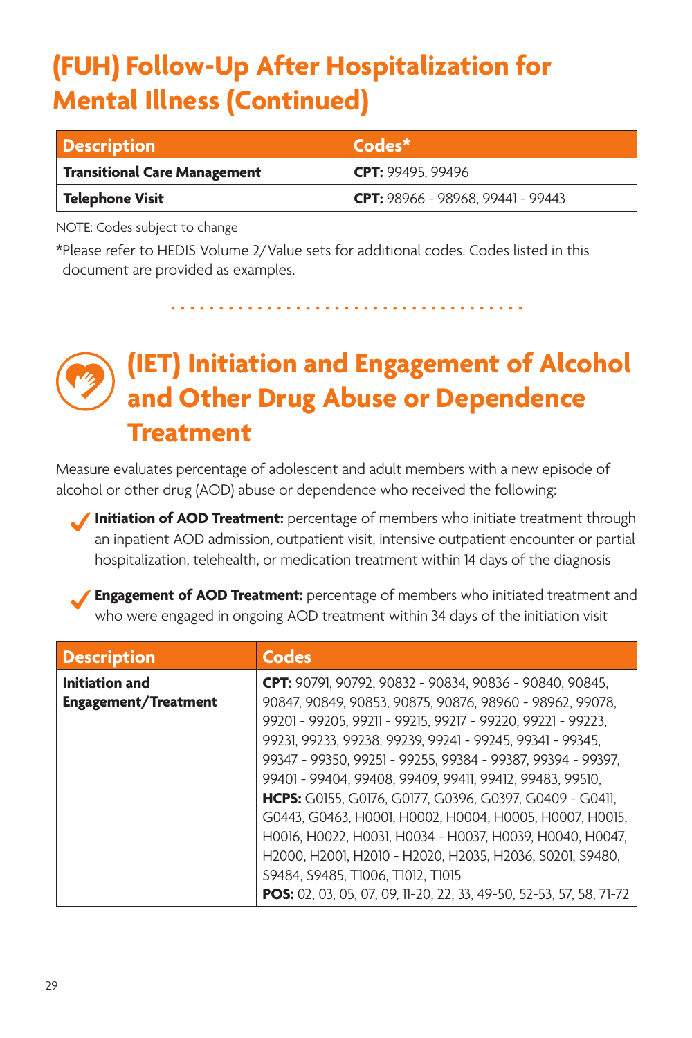# (FUH) Follow-Up After Hospitalization for Mental Illness (Continued)

| Description | Codes* |
|---|---|
| **Transitional Care Management** | **CPT:** 99495, 99496 |
| **Telephone Visit** | **CPT:** 98966 - 98968, 99441 - 99443 |

NOTE: Codes subject to change

*Please refer to HEDIS Volume 2/Value sets for additional codes. Codes listed in this document are provided as examples.

# (IET) Initiation and Engagement of Alcohol and Other Drug Abuse or Dependence Treatment

Measure evaluates percentage of adolescent and adult members with a new episode of alcohol or other drug (AOD) abuse or dependence who received the following:

- **Initiation of AOD Treatment:** percentage of members who initiate treatment through an inpatient AOD admission, outpatient visit, intensive outpatient encounter or partial hospitalization, telehealth, or medication treatment within 14 days of the diagnosis
- **Engagement of AOD Treatment:** percentage of members who initiated treatment and who were engaged in ongoing AOD treatment within 34 days of the initiation visit

| Description | Codes |
|---|---|
| **Initiation and Engagement/Treatment** | **CPT:** 90791, 90792, 90832 - 90834, 90836 - 90840, 90845, 90847, 90849, 90853, 90875, 90876, 98960 - 98962, 99078, 99201 - 99205, 99211 - 99215, 99217 - 99220, 99221 - 99223, 99231, 99233, 99238, 99239, 99241 - 99245, 99341 - 99345, 99347 - 99350, 99251 - 99255, 99384 - 99387, 99394 - 99397, 99401 - 99404, 99408, 99409, 99411, 99412, 99483, 99510, **HCPS:** G0155, G0176, G0177, G0396, G0397, G0409 - G0411, G0443, G0463, H0001, H0002, H0004, H0005, H0007, H0015, H0016, H0022, H0031, H0034 - H0037, H0039, H0040, H0047, H2000, H2001, H2010 - H2020, H2035, H2036, S0201, S9480, S9484, S9485, T1006, T1012, T1015 **POS:** 02, 03, 05, 07, 09, 11-20, 22, 33, 49-50, 52-53, 57, 58, 71-72 |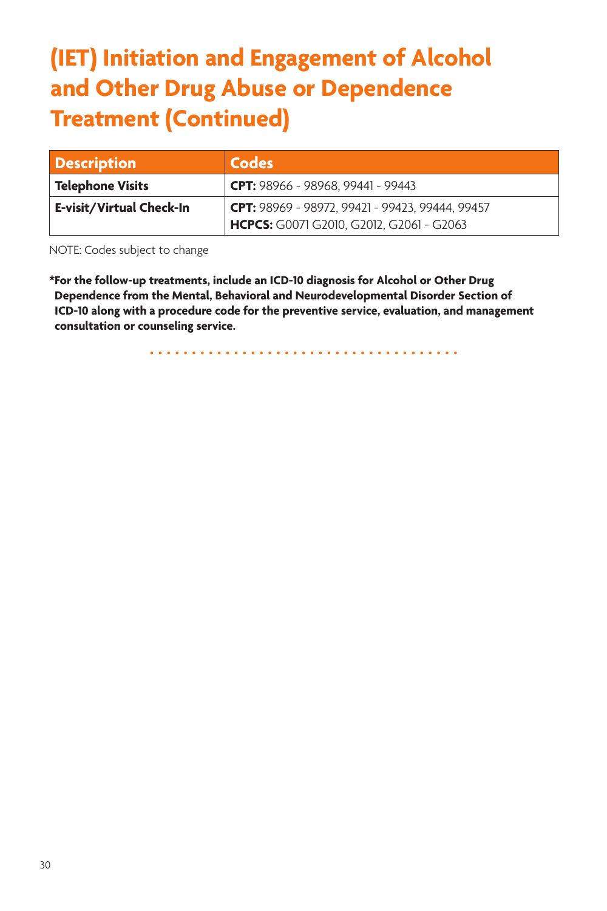# (IET) Initiation and Engagement of Alcohol and Other Drug Abuse or Dependence Treatment (Continued)

| Description | Codes |
| --- | --- |
| **Telephone Visits** | **CPT:** 98966 - 98968, 99441 - 99443 |
| **E-visit/Virtual Check-In** | **CPT:** 98969 - 98972, 99421 - 99423, 99444, 99457<br>**HCPCS:** G0071 G2010, G2012, G2061 - G2063 |

NOTE: Codes subject to change

***For the follow-up treatments, include an ICD-10 diagnosis for Alcohol or Other Drug Dependence from the Mental, Behavioral and Neurodevelopmental Disorder Section of ICD-10 along with a procedure code for the preventive service, evaluation, and management consultation or counseling service.**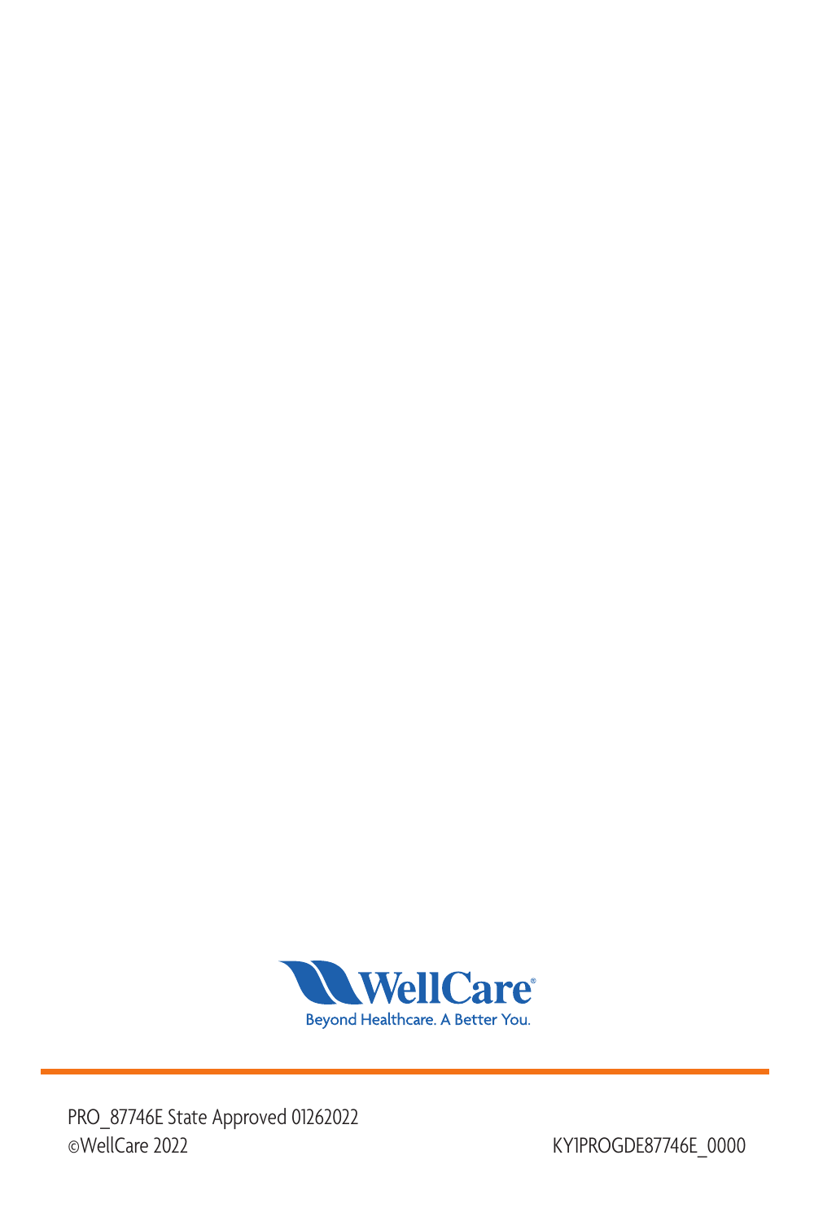WellCare®

Beyond Healthcare. A Better You.

PRO_87746E State Approved 01262022

©WellCare 2022

KY1PROGDE87746E_0000